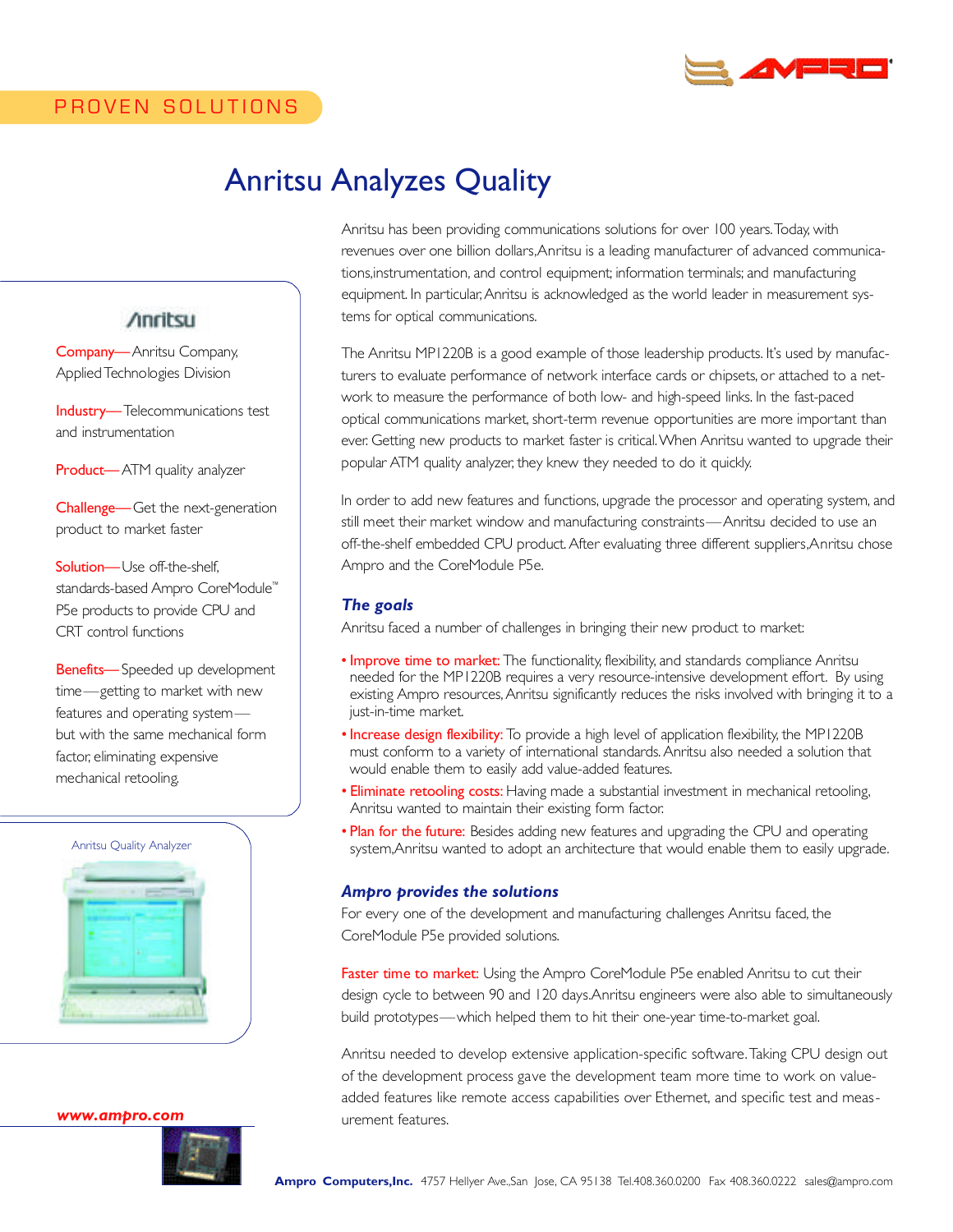PROVEN SOLUTIONS

# Anritsu Analyzes Quality

Anritsu

**Company**—Anritsu Company, Applied Technologies Division

**Industry**—Telecommunications test and instrumentation

**Product**—ATM quality analyzer

**Challenge**—Get the next-generation product to market faster

**Solution**—Use off-the-shelf, standards-based Ampro CoreModule™ P5e products to provide CPU and CRT control functions

**Benefits**—Speeded up development time—getting to market with new features and operating system—but with the same mechanical form factor, eliminating expensive mechanical retooling.

Anritsu Quality Analyzer

**www.ampro.com**

Anritsu has been providing communications solutions for over 100 years. Today, with revenues over one billion dollars, Anritsu is a leading manufacturer of advanced communications, instrumentation, and control equipment; information terminals; and manufacturing equipment. In particular, Anritsu is acknowledged as the world leader in measurement systems for optical communications.

The Anritsu MP1220B is a good example of those leadership products. It's used by manufacturers to evaluate performance of network interface cards or chipsets, or attached to a network to measure the performance of both low- and high-speed links. In the fast-paced optical communications market, short-term revenue opportunities are more important than ever. Getting new products to market faster is critical. When Anritsu wanted to upgrade their popular ATM quality analyzer, they knew they needed to do it quickly.

In order to add new features and functions, upgrade the processor and operating system, and still meet their market window and manufacturing constraints—Anritsu decided to use an off-the-shelf embedded CPU product. After evaluating three different suppliers, Anritsu chose Ampro and the CoreModule P5e.

### *The goals*

Anritsu faced a number of challenges in bringing their new product to market:

- **Improve time to market:** The functionality, flexibility, and standards compliance Anritsu needed for the MP1220B requires a very resource-intensive development effort. By using existing Ampro resources, Anritsu significantly reduces the risks involved with bringing it to a just-in-time market.
- **Increase design flexibility:** To provide a high level of application flexibility, the MP1220B must conform to a variety of international standards. Anritsu also needed a solution that would enable them to easily add value-added features.
- **Eliminate retooling costs:** Having made a substantial investment in mechanical retooling, Anritsu wanted to maintain their existing form factor.
- **Plan for the future:** Besides adding new features and upgrading the CPU and operating system, Anritsu wanted to adopt an architecture that would enable them to easily upgrade.

### *Ampro provides the solutions*

For every one of the development and manufacturing challenges Anritsu faced, the CoreModule P5e provided solutions.

**Faster time to market:** Using the Ampro CoreModule P5e enabled Anritsu to cut their design cycle to between 90 and 120 days. Anritsu engineers were also able to simultaneously build prototypes—which helped them to hit their one-year time-to-market goal.

Anritsu needed to develop extensive application-specific software. Taking CPU design out of the development process gave the development team more time to work on value-added features like remote access capabilities over Ethernet, and specific test and measurement features.

**Ampro Computers, Inc.** 4757 Hellyer Ave., San Jose, CA 95138 Tel. 408.360.0200 Fax 408.360.0222 sales@ampro.com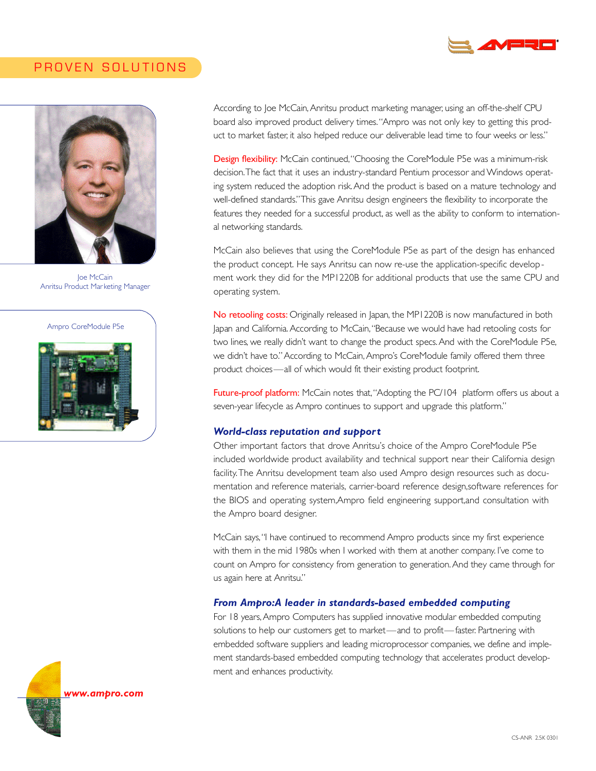PROVEN SOLUTIONS

Joe McCain
Anritsu Product Marketing Manager

Ampro CoreModule P5e

According to Joe McCain, Anritsu product marketing manager, using an off-the-shelf CPU board also improved product delivery times. "Ampro was not only key to getting this product to market faster, it also helped reduce our deliverable lead time to four weeks or less."

**Design flexibility:** McCain continued, "Choosing the CoreModule P5e was a minimum-risk decision. The fact that it uses an industry-standard Pentium processor and Windows operating system reduced the adoption risk. And the product is based on a mature technology and well-defined standards." This gave Anritsu design engineers the flexibility to incorporate the features they needed for a successful product, as well as the ability to conform to international networking standards.

McCain also believes that using the CoreModule P5e as part of the design has enhanced the product concept. He says Anritsu can now re-use the application-specific development work they did for the MP1220B for additional products that use the same CPU and operating system.

**No retooling costs:** Originally released in Japan, the MP1220B is now manufactured in both Japan and California. According to McCain, "Because we would have had retooling costs for two lines, we really didn't want to change the product specs. And with the CoreModule P5e, we didn't have to." According to McCain, Ampro's CoreModule family offered them three product choices—all of which would fit their existing product footprint.

**Future-proof platform:** McCain notes that, "Adopting the PC/104 platform offers us about a seven-year lifecycle as Ampro continues to support and upgrade this platform."

### *World-class reputation and support*

Other important factors that drove Anritsu's choice of the Ampro CoreModule P5e included worldwide product availability and technical support near their California design facility. The Anritsu development team also used Ampro design resources such as documentation and reference materials, carrier-board reference design, software references for the BIOS and operating system, Ampro field engineering support, and consultation with the Ampro board designer.

McCain says, "I have continued to recommend Ampro products since my first experience with them in the mid 1980s when I worked with them at another company. I've come to count on Ampro for consistency from generation to generation. And they came through for us again here at Anritsu."

### *From Ampro: A leader in standards-based embedded computing*

For 18 years, Ampro Computers has supplied innovative modular embedded computing solutions to help our customers get to market—and to profit—faster. Partnering with embedded software suppliers and leading microprocessor companies, we define and implement standards-based embedded computing technology that accelerates product development and enhances productivity.

*www.ampro.com*

CS-ANR 2.5K 0301